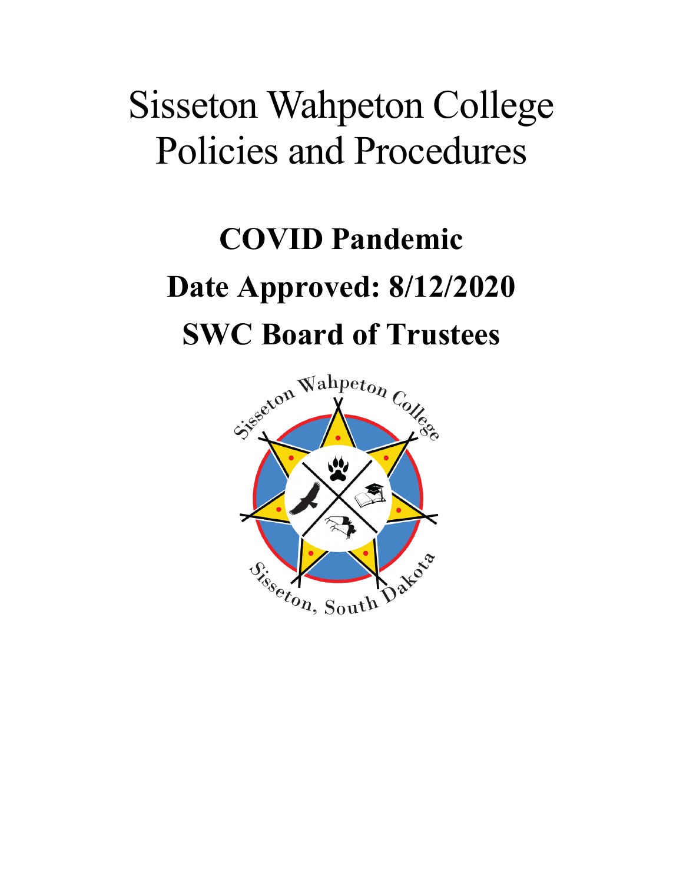# Sisseton Wahpeton College Policies and Procedures

## COVID Pandemic

## Date Approved: 8/12/2020

## SWC Board of Trustees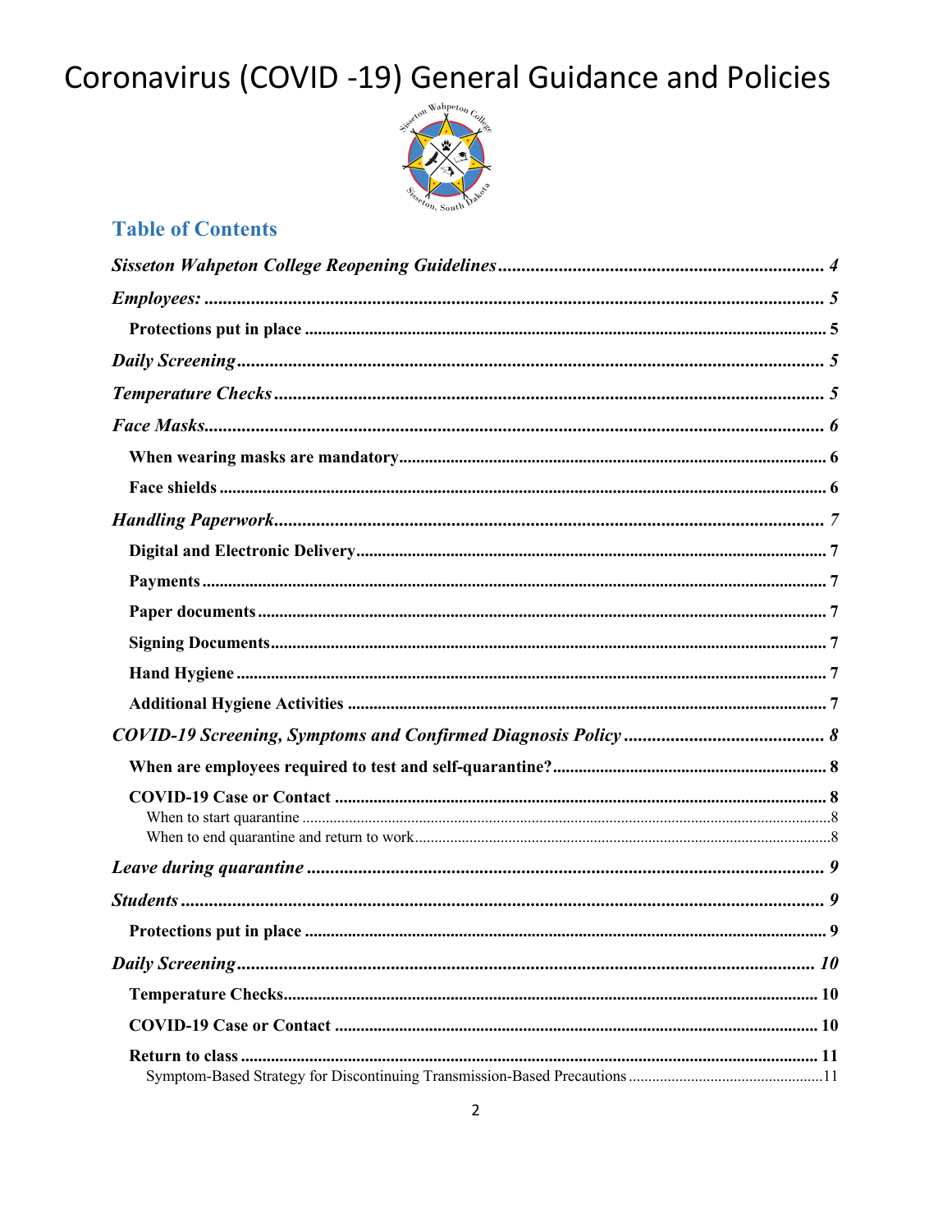# Coronavirus (COVID -19) General Guidance and Policies

## Table of Contents

*Sisseton Wahpeton College Reopening Guidelines* ..... 4

*Employees:* ..... 5

- **Protections put in place** ..... 5

*Daily Screening* ..... 5

*Temperature Checks* ..... 5

*Face Masks* ..... 6

- **When wearing masks are mandatory** ..... 6
- **Face shields** ..... 6

*Handling Paperwork* ..... 7

- **Digital and Electronic Delivery** ..... 7
- **Payments** ..... 7
- **Paper documents** ..... 7
- **Signing Documents** ..... 7
- **Hand Hygiene** ..... 7
- **Additional Hygiene Activities** ..... 7

*COVID-19 Screening, Symptoms and Confirmed Diagnosis Policy* ..... 8

- **When are employees required to test and self-quarantine?** ..... 8
- **COVID-19 Case or Contact** ..... 8
  - When to start quarantine ..... 8
  - When to end quarantine and return to work ..... 8

*Leave during quarantine* ..... 9

*Students* ..... 9

- **Protections put in place** ..... 9

*Daily Screening* ..... 10

- **Temperature Checks** ..... 10
- **COVID-19 Case or Contact** ..... 10
- **Return to class** ..... 11
  - Symptom-Based Strategy for Discontinuing Transmission-Based Precautions ..... 11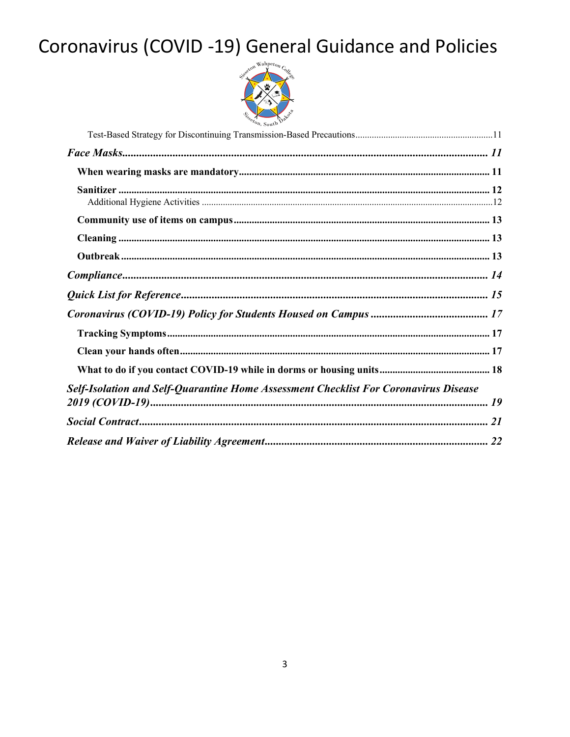# Coronavirus (COVID -19) General Guidance and Policies

Test-Based Strategy for Discontinuing Transmission-Based Precautions ........ 11

*Face Masks* ........ 11

**When wearing masks are mandatory** ........ 11

**Sanitizer** ........ 12

Additional Hygiene Activities ........ 12

**Community use of items on campus** ........ 13

**Cleaning** ........ 13

**Outbreak** ........ 13

*Compliance* ........ 14

*Quick List for Reference* ........ 15

*Coronavirus (COVID-19) Policy for Students Housed on Campus* ........ 17

**Tracking Symptoms** ........ 17

**Clean your hands often** ........ 17

**What to do if you contact COVID-19 while in dorms or housing units** ........ 18

*Self-Isolation and Self-Quarantine Home Assessment Checklist For Coronavirus Disease 2019 (COVID-19)* ........ 19

*Social Contract* ........ 21

*Release and Waiver of Liability Agreement* ........ 22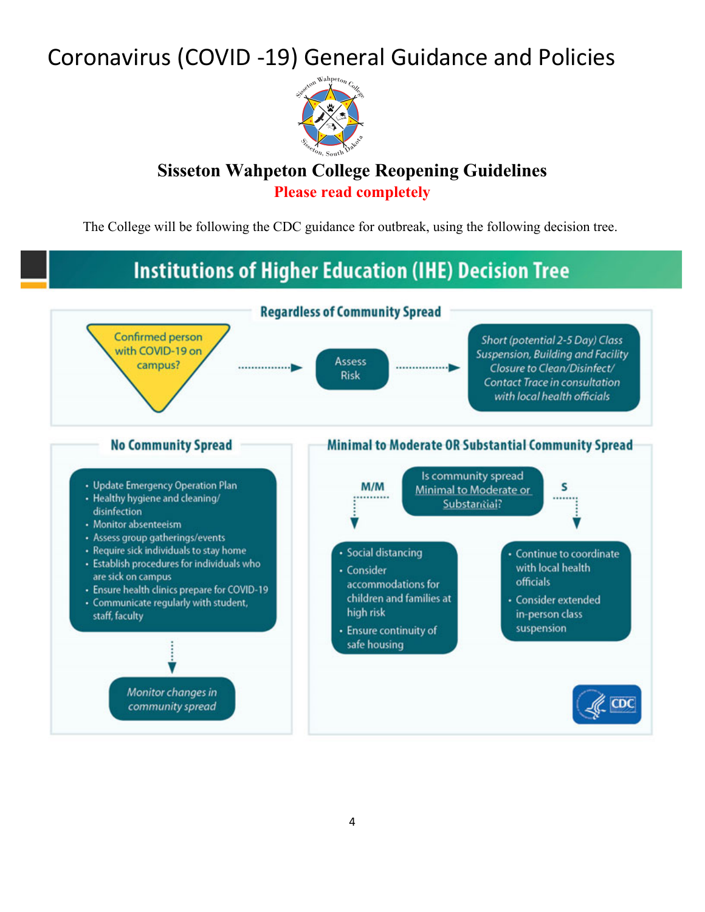# Coronavirus (COVID -19) General Guidance and Policies

## Sisseton Wahpeton College Reopening Guidelines

**Please read completely**

The College will be following the CDC guidance for outbreak, using the following decision tree.

## Institutions of Higher Education (IHE) Decision Tree

### Regardless of Community Spread

Confirmed person with COVID-19 on campus? → Assess Risk → *Short (potential 2-5 Day) Class Suspension, Building and Facility Closure to Clean/Disinfect/ Contact Trace in consultation with local health officials*

### No Community Spread

- Update Emergency Operation Plan
- Healthy hygiene and cleaning/ disinfection
- Monitor absenteeism
- Assess group gatherings/events
- Require sick individuals to stay home
- Establish procedures for individuals who are sick on campus
- Ensure health clinics prepare for COVID-19
- Communicate regularly with student, staff, faculty

↓

*Monitor changes in community spread*

### Minimal to Moderate OR Substantial Community Spread

Is community spread Minimal to Moderate or Substantial?

**M/M**

- Social distancing
- Consider accommodations for children and families at high risk
- Ensure continuity of safe housing

**S**

- Continue to coordinate with local health officials
- Consider extended in-person class suspension

CDC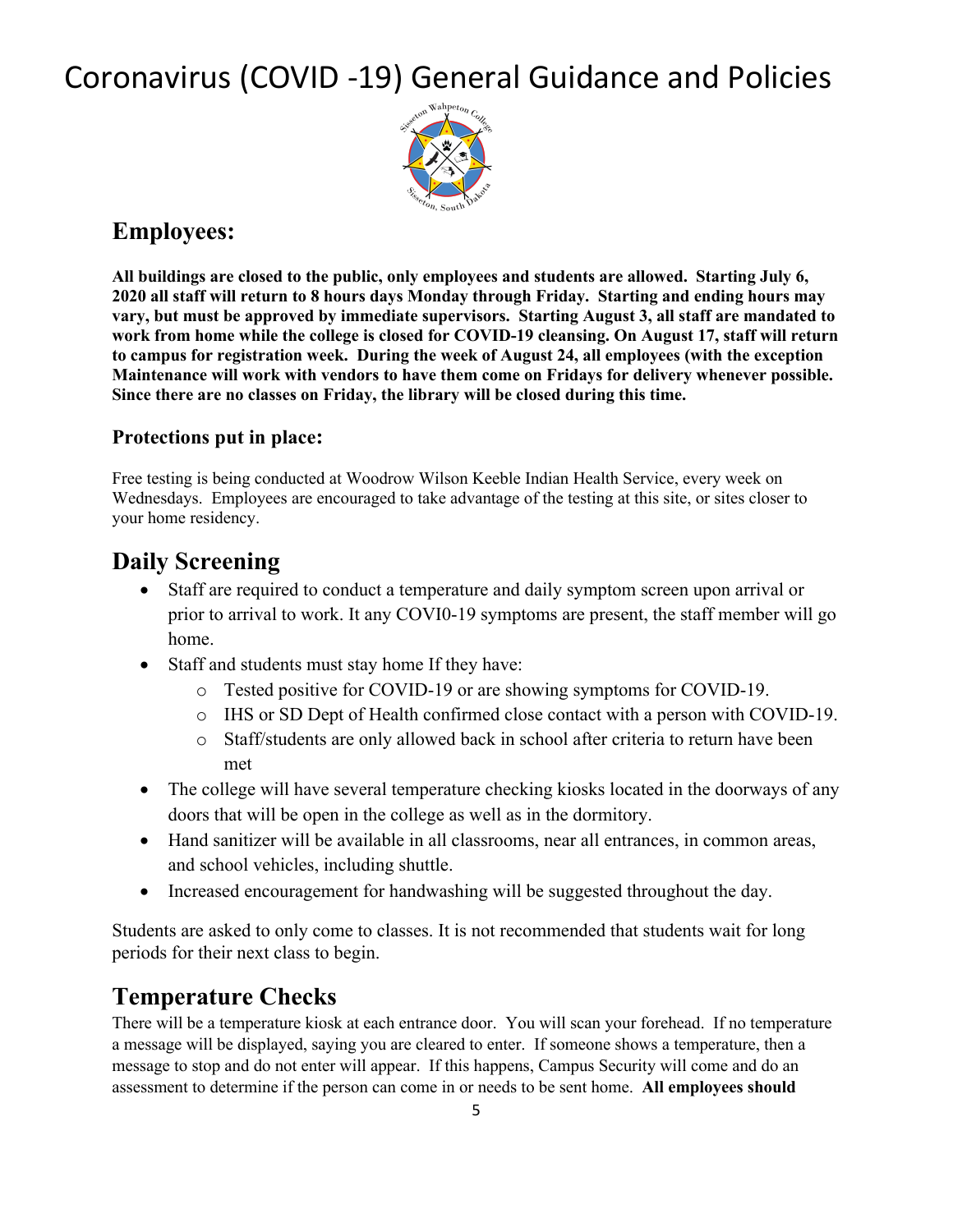// Coronavirus (COVID -19) General Guidance and Policies

## Employees:

**All buildings are closed to the public, only employees and students are allowed. Starting July 6, 2020 all staff will return to 8 hours days Monday through Friday. Starting and ending hours may vary, but must be approved by immediate supervisors. Starting August 3, all staff are mandated to work from home while the college is closed for COVID-19 cleansing. On August 17, staff will return to campus for registration week. During the week of August 24, all employees (with the exception Maintenance will work with vendors to have them come on Fridays for delivery whenever possible. Since there are no classes on Friday, the library will be closed during this time.**

### Protections put in place:

Free testing is being conducted at Woodrow Wilson Keeble Indian Health Service, every week on Wednesdays. Employees are encouraged to take advantage of the testing at this site, or sites closer to your home residency.

## Daily Screening

- Staff are required to conduct a temperature and daily symptom screen upon arrival or prior to arrival to work. It any COVI0-19 symptoms are present, the staff member will go home.
- Staff and students must stay home If they have:
    - Tested positive for COVID-19 or are showing symptoms for COVID-19.
    - IHS or SD Dept of Health confirmed close contact with a person with COVID-19.
    - Staff/students are only allowed back in school after criteria to return have been met
- The college will have several temperature checking kiosks located in the doorways of any doors that will be open in the college as well as in the dormitory.
- Hand sanitizer will be available in all classrooms, near all entrances, in common areas, and school vehicles, including shuttle.
- Increased encouragement for handwashing will be suggested throughout the day.

Students are asked to only come to classes. It is not recommended that students wait for long periods for their next class to begin.

## Temperature Checks

There will be a temperature kiosk at each entrance door. You will scan your forehead. If no temperature a message will be displayed, saying you are cleared to enter. If someone shows a temperature, then a message to stop and do not enter will appear. If this happens, Campus Security will come and do an assessment to determine if the person can come in or needs to be sent home. **All employees should**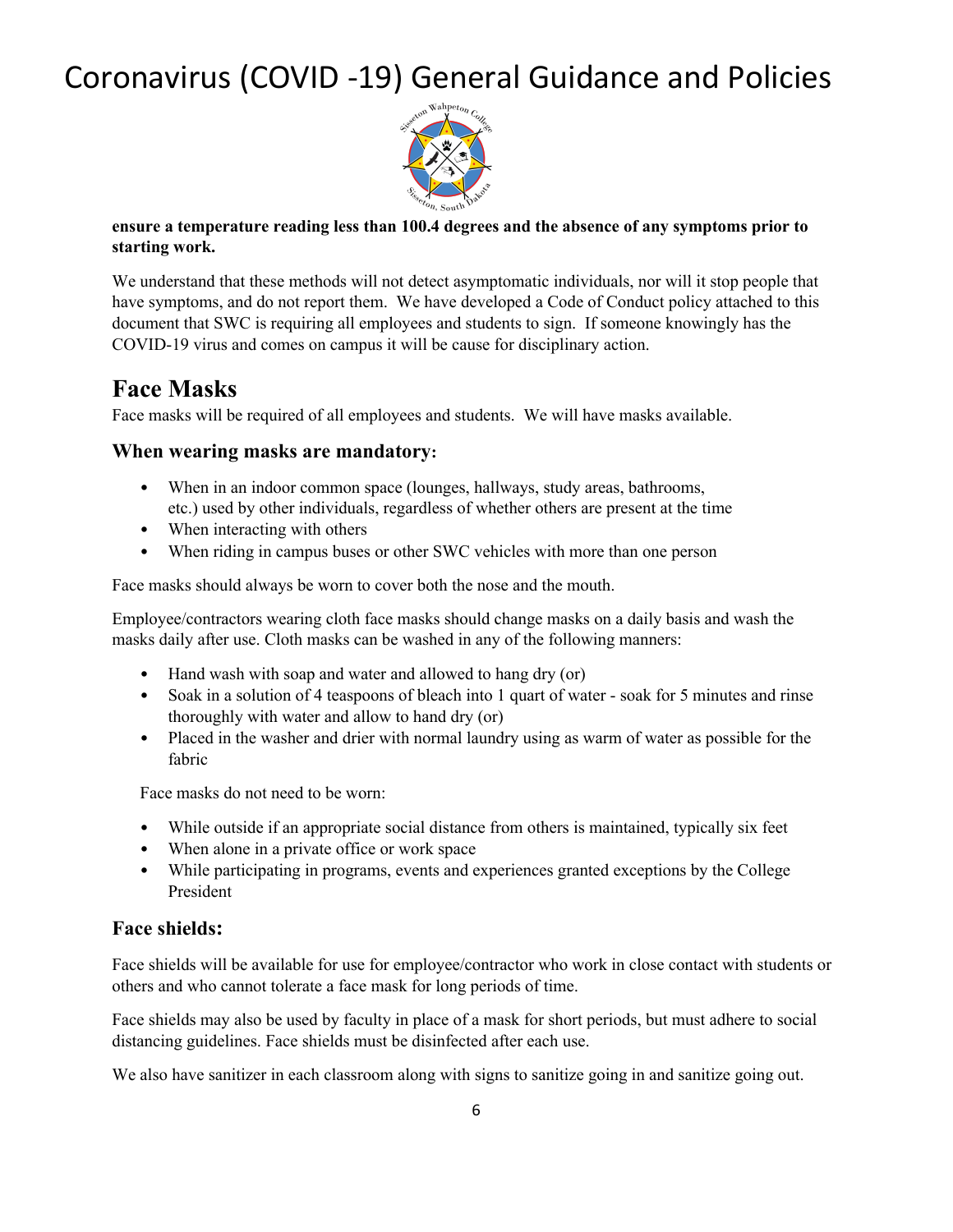**ensure a temperature reading less than 100.4 degrees and the absence of any symptoms prior to starting work.**

We understand that these methods will not detect asymptomatic individuals, nor will it stop people that have symptoms, and do not report them. We have developed a Code of Conduct policy attached to this document that SWC is requiring all employees and students to sign. If someone knowingly has the COVID-19 virus and comes on campus it will be cause for disciplinary action.

## Face Masks

Face masks will be required of all employees and students. We will have masks available.

### When wearing masks are mandatory:

- When in an indoor common space (lounges, hallways, study areas, bathrooms, etc.) used by other individuals, regardless of whether others are present at the time
- When interacting with others
- When riding in campus buses or other SWC vehicles with more than one person

Face masks should always be worn to cover both the nose and the mouth.

Employee/contractors wearing cloth face masks should change masks on a daily basis and wash the masks daily after use. Cloth masks can be washed in any of the following manners:

- Hand wash with soap and water and allowed to hang dry (or)
- Soak in a solution of 4 teaspoons of bleach into 1 quart of water - soak for 5 minutes and rinse thoroughly with water and allow to hand dry (or)
- Placed in the washer and drier with normal laundry using as warm of water as possible for the fabric

Face masks do not need to be worn:

- While outside if an appropriate social distance from others is maintained, typically six feet
- When alone in a private office or work space
- While participating in programs, events and experiences granted exceptions by the College President

### Face shields:

Face shields will be available for use for employee/contractor who work in close contact with students or others and who cannot tolerate a face mask for long periods of time.

Face shields may also be used by faculty in place of a mask for short periods, but must adhere to social distancing guidelines. Face shields must be disinfected after each use.

We also have sanitizer in each classroom along with signs to sanitize going in and sanitize going out.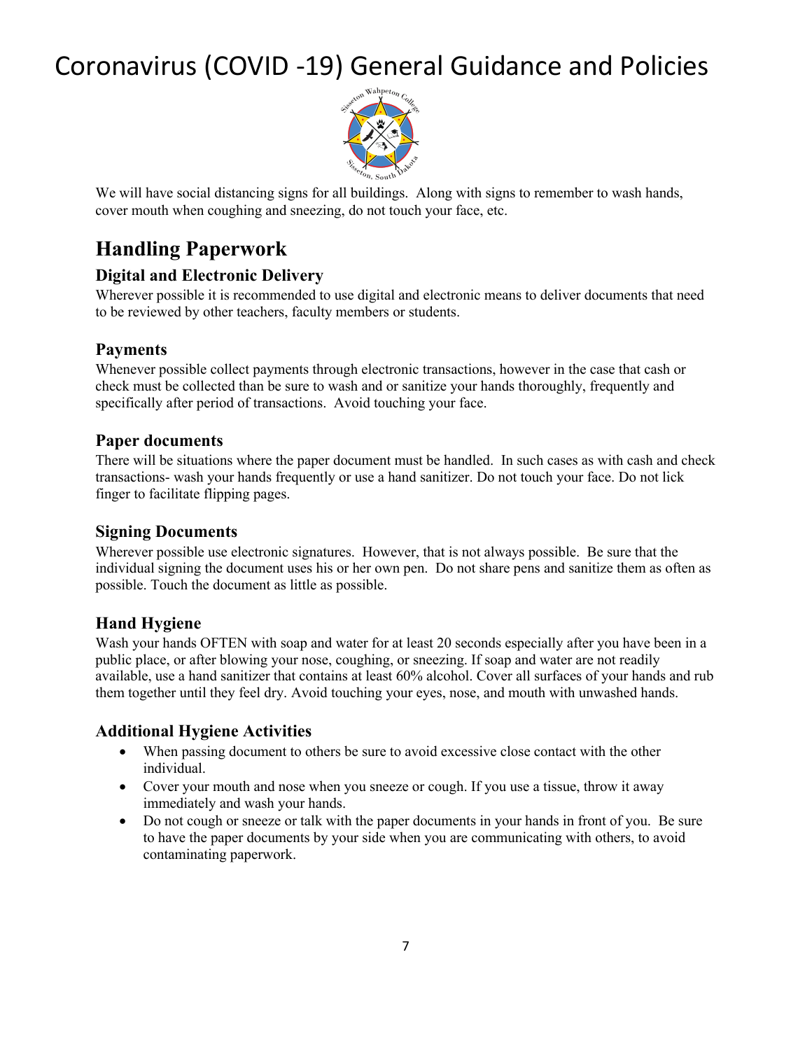# Coronavirus (COVID -19) General Guidance and Policies

We will have social distancing signs for all buildings. Along with signs to remember to wash hands, cover mouth when coughing and sneezing, do not touch your face, etc.

## Handling Paperwork

### Digital and Electronic Delivery

Wherever possible it is recommended to use digital and electronic means to deliver documents that need to be reviewed by other teachers, faculty members or students.

### Payments

Whenever possible collect payments through electronic transactions, however in the case that cash or check must be collected than be sure to wash and or sanitize your hands thoroughly, frequently and specifically after period of transactions. Avoid touching your face.

### Paper documents

There will be situations where the paper document must be handled. In such cases as with cash and check transactions- wash your hands frequently or use a hand sanitizer. Do not touch your face. Do not lick finger to facilitate flipping pages.

### Signing Documents

Wherever possible use electronic signatures. However, that is not always possible. Be sure that the individual signing the document uses his or her own pen. Do not share pens and sanitize them as often as possible. Touch the document as little as possible.

### Hand Hygiene

Wash your hands OFTEN with soap and water for at least 20 seconds especially after you have been in a public place, or after blowing your nose, coughing, or sneezing. If soap and water are not readily available, use a hand sanitizer that contains at least 60% alcohol. Cover all surfaces of your hands and rub them together until they feel dry. Avoid touching your eyes, nose, and mouth with unwashed hands.

### Additional Hygiene Activities

- When passing document to others be sure to avoid excessive close contact with the other individual.
- Cover your mouth and nose when you sneeze or cough. If you use a tissue, throw it away immediately and wash your hands.
- Do not cough or sneeze or talk with the paper documents in your hands in front of you. Be sure to have the paper documents by your side when you are communicating with others, to avoid contaminating paperwork.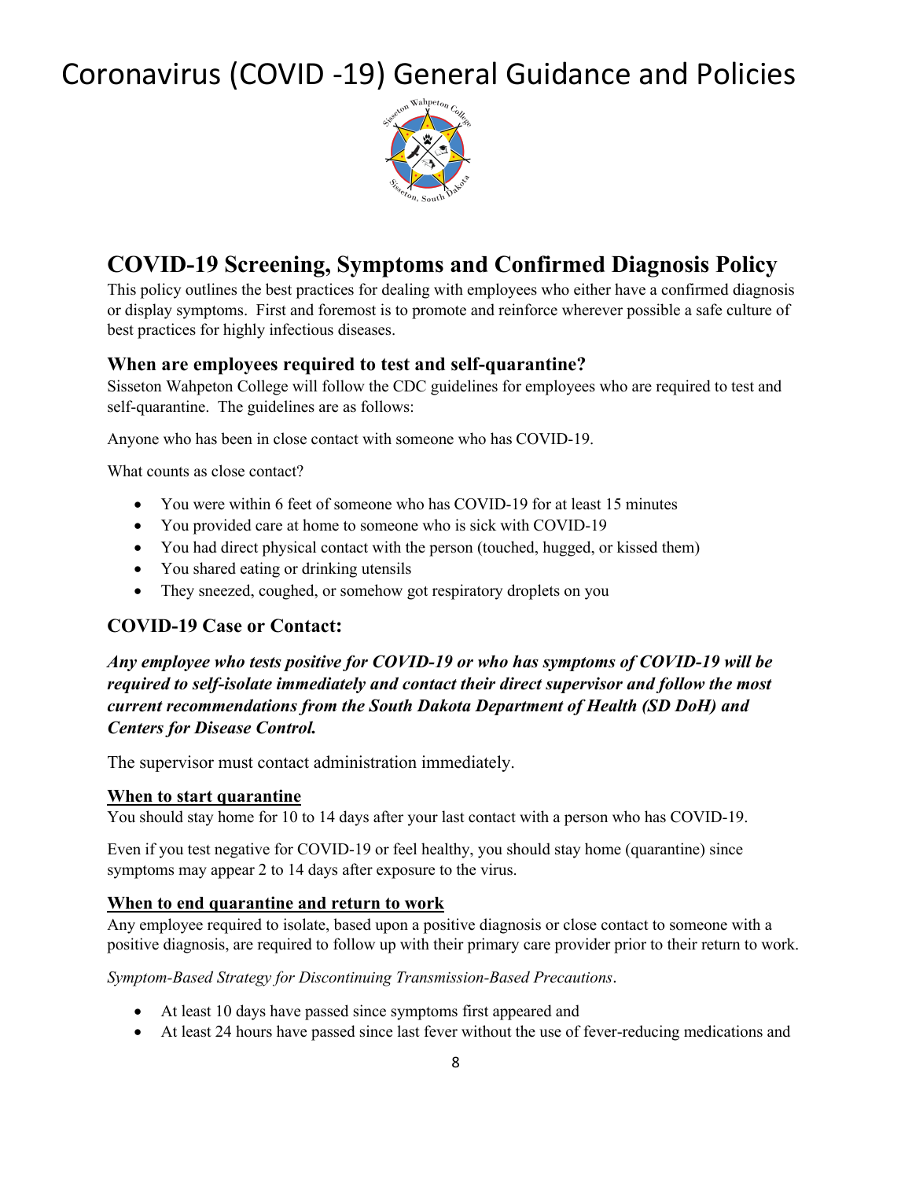# Coronavirus (COVID -19) General Guidance and Policies

## COVID-19 Screening, Symptoms and Confirmed Diagnosis Policy

This policy outlines the best practices for dealing with employees who either have a confirmed diagnosis or display symptoms. First and foremost is to promote and reinforce wherever possible a safe culture of best practices for highly infectious diseases.

### When are employees required to test and self-quarantine?

Sisseton Wahpeton College will follow the CDC guidelines for employees who are required to test and self-quarantine. The guidelines are as follows:

Anyone who has been in close contact with someone who has COVID-19.

What counts as close contact?

- You were within 6 feet of someone who has COVID-19 for at least 15 minutes
- You provided care at home to someone who is sick with COVID-19
- You had direct physical contact with the person (touched, hugged, or kissed them)
- You shared eating or drinking utensils
- They sneezed, coughed, or somehow got respiratory droplets on you

### COVID-19 Case or Contact:

***Any employee who tests positive for COVID-19 or who has symptoms of COVID-19 will be required to self-isolate immediately and contact their direct supervisor and follow the most current recommendations from the South Dakota Department of Health (SD DoH) and Centers for Disease Control.***

The supervisor must contact administration immediately.

**<u>When to start quarantine</u>**

You should stay home for 10 to 14 days after your last contact with a person who has COVID-19.

Even if you test negative for COVID-19 or feel healthy, you should stay home (quarantine) since symptoms may appear 2 to 14 days after exposure to the virus.

**<u>When to end quarantine and return to work</u>**

Any employee required to isolate, based upon a positive diagnosis or close contact to someone with a positive diagnosis, are required to follow up with their primary care provider prior to their return to work.

*Symptom-Based Strategy for Discontinuing Transmission-Based Precautions*.

- At least 10 days have passed since symptoms first appeared and
- At least 24 hours have passed since last fever without the use of fever-reducing medications and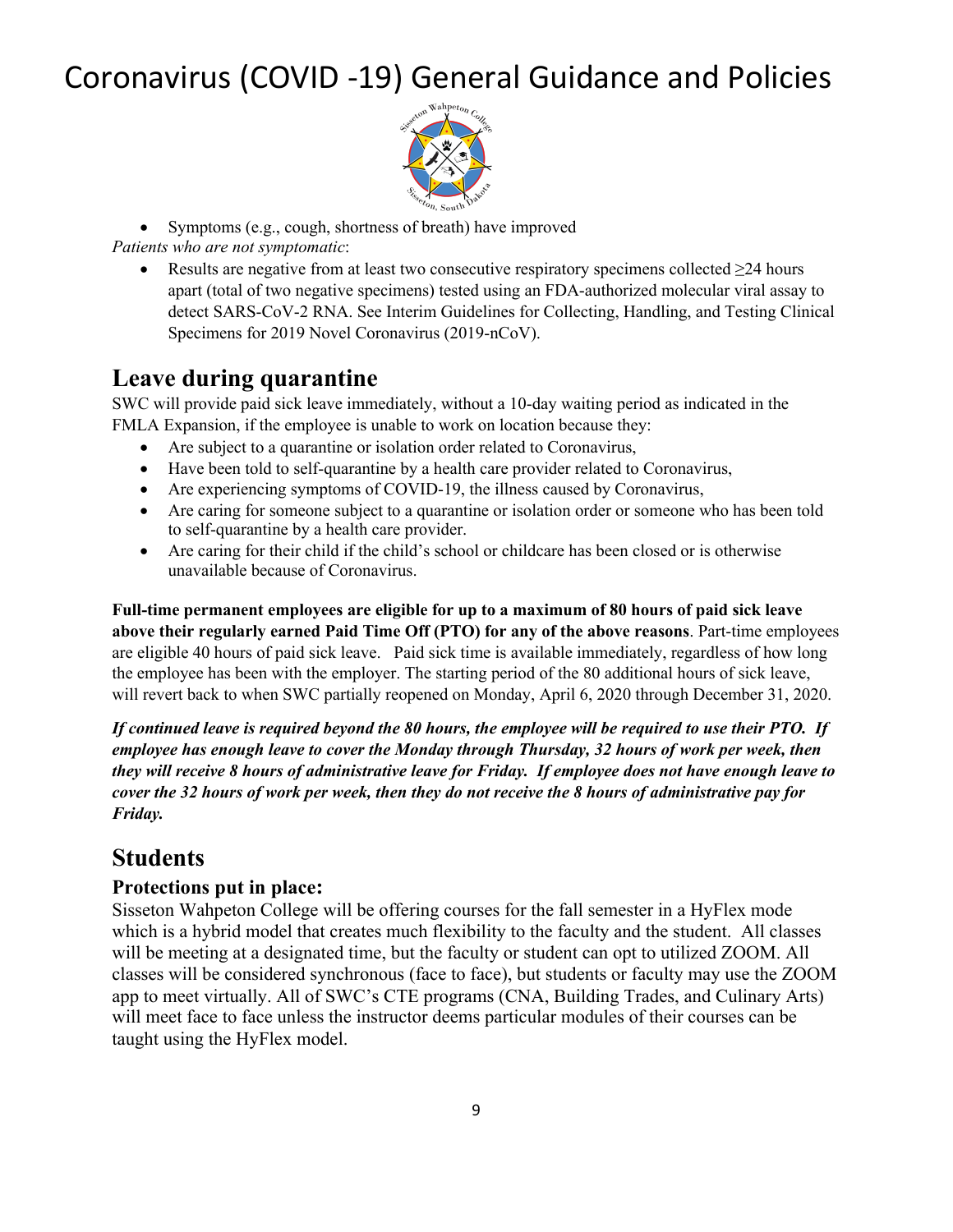- Symptoms (e.g., cough, shortness of breath) have improved

*Patients who are not symptomatic*:

- Results are negative from at least two consecutive respiratory specimens collected ≥24 hours apart (total of two negative specimens) tested using an FDA-authorized molecular viral assay to detect SARS-CoV-2 RNA. See Interim Guidelines for Collecting, Handling, and Testing Clinical Specimens for 2019 Novel Coronavirus (2019-nCoV).

## Leave during quarantine

SWC will provide paid sick leave immediately, without a 10-day waiting period as indicated in the FMLA Expansion, if the employee is unable to work on location because they:

- Are subject to a quarantine or isolation order related to Coronavirus,
- Have been told to self-quarantine by a health care provider related to Coronavirus,
- Are experiencing symptoms of COVID-19, the illness caused by Coronavirus,
- Are caring for someone subject to a quarantine or isolation order or someone who has been told to self-quarantine by a health care provider.
- Are caring for their child if the child's school or childcare has been closed or is otherwise unavailable because of Coronavirus.

**Full-time permanent employees are eligible for up to a maximum of 80 hours of paid sick leave above their regularly earned Paid Time Off (PTO) for any of the above reasons**. Part-time employees are eligible 40 hours of paid sick leave. Paid sick time is available immediately, regardless of how long the employee has been with the employer. The starting period of the 80 additional hours of sick leave, will revert back to when SWC partially reopened on Monday, April 6, 2020 through December 31, 2020.

***If continued leave is required beyond the 80 hours, the employee will be required to use their PTO. If employee has enough leave to cover the Monday through Thursday, 32 hours of work per week, then they will receive 8 hours of administrative leave for Friday. If employee does not have enough leave to cover the 32 hours of work per week, then they do not receive the 8 hours of administrative pay for Friday.***

## Students

### Protections put in place:

Sisseton Wahpeton College will be offering courses for the fall semester in a HyFlex mode which is a hybrid model that creates much flexibility to the faculty and the student. All classes will be meeting at a designated time, but the faculty or student can opt to utilized ZOOM. All classes will be considered synchronous (face to face), but students or faculty may use the ZOOM app to meet virtually. All of SWC's CTE programs (CNA, Building Trades, and Culinary Arts) will meet face to face unless the instructor deems particular modules of their courses can be taught using the HyFlex model.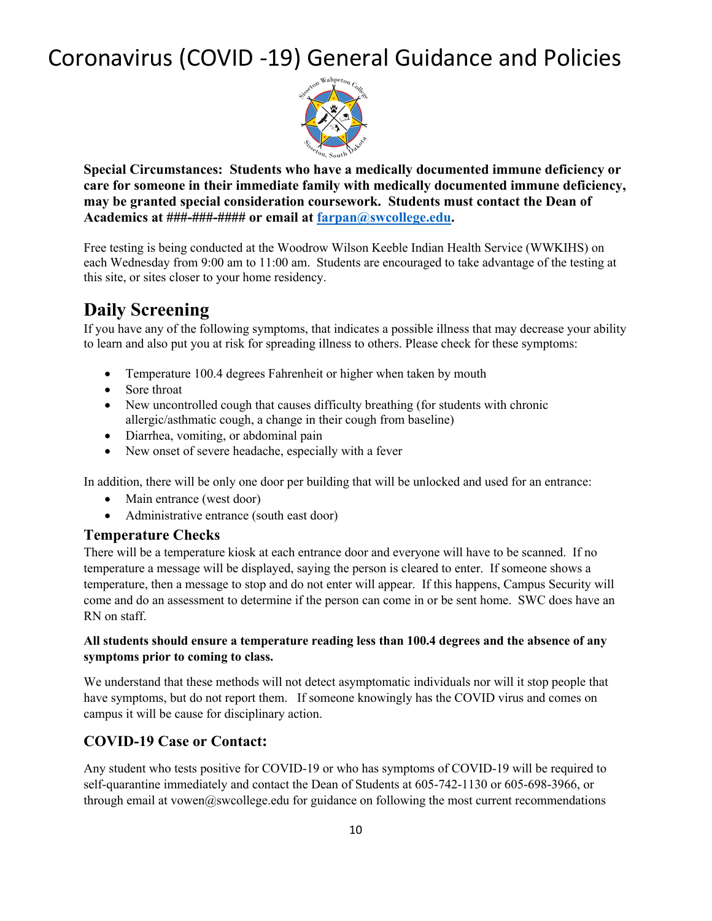# Coronavirus (COVID -19) General Guidance and Policies

**Special Circumstances: Students who have a medically documented immune deficiency or care for someone in their immediate family with medically documented immune deficiency, may be granted special consideration coursework. Students must contact the Dean of Academics at ###-###-#### or email at farpan@swcollege.edu.**

Free testing is being conducted at the Woodrow Wilson Keeble Indian Health Service (WWKIHS) on each Wednesday from 9:00 am to 11:00 am. Students are encouraged to take advantage of the testing at this site, or sites closer to your home residency.

## Daily Screening

If you have any of the following symptoms, that indicates a possible illness that may decrease your ability to learn and also put you at risk for spreading illness to others. Please check for these symptoms:

- Temperature 100.4 degrees Fahrenheit or higher when taken by mouth
- Sore throat
- New uncontrolled cough that causes difficulty breathing (for students with chronic allergic/asthmatic cough, a change in their cough from baseline)
- Diarrhea, vomiting, or abdominal pain
- New onset of severe headache, especially with a fever

In addition, there will be only one door per building that will be unlocked and used for an entrance:

- Main entrance (west door)
- Administrative entrance (south east door)

### Temperature Checks

There will be a temperature kiosk at each entrance door and everyone will have to be scanned. If no temperature a message will be displayed, saying the person is cleared to enter. If someone shows a temperature, then a message to stop and do not enter will appear. If this happens, Campus Security will come and do an assessment to determine if the person can come in or be sent home. SWC does have an RN on staff.

**All students should ensure a temperature reading less than 100.4 degrees and the absence of any symptoms prior to coming to class.**

We understand that these methods will not detect asymptomatic individuals nor will it stop people that have symptoms, but do not report them. If someone knowingly has the COVID virus and comes on campus it will be cause for disciplinary action.

### COVID-19 Case or Contact:

Any student who tests positive for COVID-19 or who has symptoms of COVID-19 will be required to self-quarantine immediately and contact the Dean of Students at 605-742-1130 or 605-698-3966, or through email at vowen@swcollege.edu for guidance on following the most current recommendations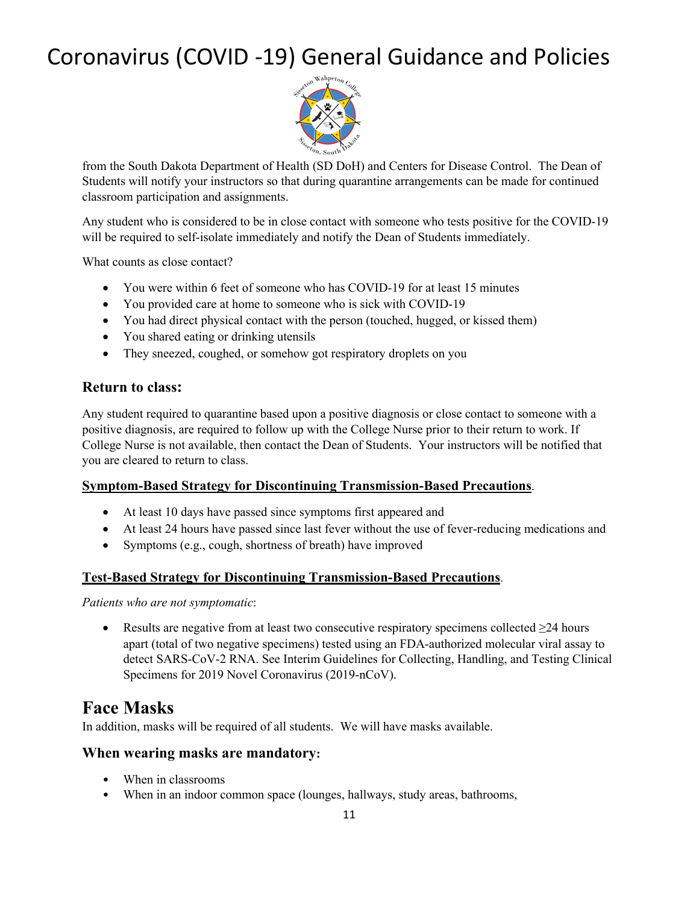from the South Dakota Department of Health (SD DoH) and Centers for Disease Control. The Dean of Students will notify your instructors so that during quarantine arrangements can be made for continued classroom participation and assignments.

Any student who is considered to be in close contact with someone who tests positive for the COVID-19 will be required to self-isolate immediately and notify the Dean of Students immediately.

What counts as close contact?

- You were within 6 feet of someone who has COVID-19 for at least 15 minutes
- You provided care at home to someone who is sick with COVID-19
- You had direct physical contact with the person (touched, hugged, or kissed them)
- You shared eating or drinking utensils
- They sneezed, coughed, or somehow got respiratory droplets on you

### Return to class:

Any student required to quarantine based upon a positive diagnosis or close contact to someone with a positive diagnosis, are required to follow up with the College Nurse prior to their return to work. If College Nurse is not available, then contact the Dean of Students. Your instructors will be notified that you are cleared to return to class.

**Symptom-Based Strategy for Discontinuing Transmission-Based Precautions**.

- At least 10 days have passed since symptoms first appeared and
- At least 24 hours have passed since last fever without the use of fever-reducing medications and
- Symptoms (e.g., cough, shortness of breath) have improved

**Test-Based Strategy for Discontinuing Transmission-Based Precautions**.

*Patients who are not symptomatic*:

- Results are negative from at least two consecutive respiratory specimens collected ≥24 hours apart (total of two negative specimens) tested using an FDA-authorized molecular viral assay to detect SARS-CoV-2 RNA. See Interim Guidelines for Collecting, Handling, and Testing Clinical Specimens for 2019 Novel Coronavirus (2019-nCoV).

## Face Masks

In addition, masks will be required of all students. We will have masks available.

### When wearing masks are mandatory:

- When in classrooms
- When in an indoor common space (lounges, hallways, study areas, bathrooms,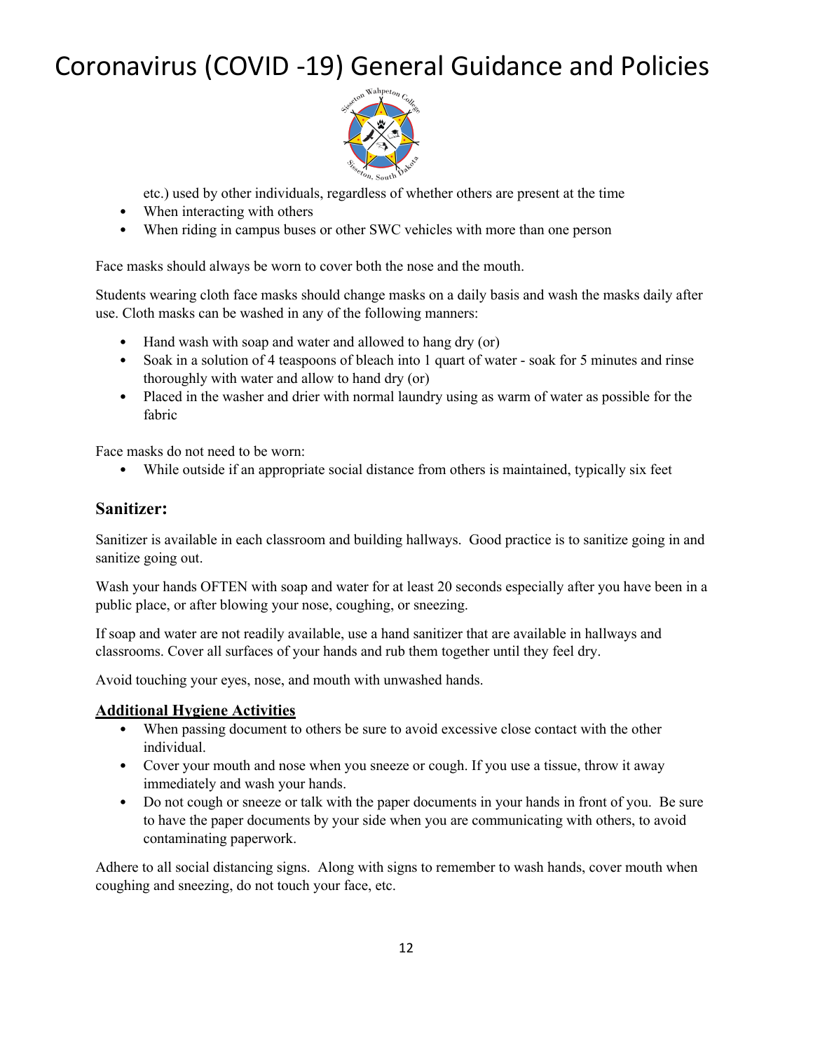etc.) used by other individuals, regardless of whether others are present at the time
- When interacting with others
- When riding in campus buses or other SWC vehicles with more than one person

Face masks should always be worn to cover both the nose and the mouth.

Students wearing cloth face masks should change masks on a daily basis and wash the masks daily after use. Cloth masks can be washed in any of the following manners:

- Hand wash with soap and water and allowed to hang dry (or)
- Soak in a solution of 4 teaspoons of bleach into 1 quart of water - soak for 5 minutes and rinse thoroughly with water and allow to hand dry (or)
- Placed in the washer and drier with normal laundry using as warm of water as possible for the fabric

Face masks do not need to be worn:

- While outside if an appropriate social distance from others is maintained, typically six feet

## Sanitizer:

Sanitizer is available in each classroom and building hallways. Good practice is to sanitize going in and sanitize going out.

Wash your hands OFTEN with soap and water for at least 20 seconds especially after you have been in a public place, or after blowing your nose, coughing, or sneezing.

If soap and water are not readily available, use a hand sanitizer that are available in hallways and classrooms. Cover all surfaces of your hands and rub them together until they feel dry.

Avoid touching your eyes, nose, and mouth with unwashed hands.

### Additional Hygiene Activities

- When passing document to others be sure to avoid excessive close contact with the other individual.
- Cover your mouth and nose when you sneeze or cough. If you use a tissue, throw it away immediately and wash your hands.
- Do not cough or sneeze or talk with the paper documents in your hands in front of you. Be sure to have the paper documents by your side when you are communicating with others, to avoid contaminating paperwork.

Adhere to all social distancing signs. Along with signs to remember to wash hands, cover mouth when coughing and sneezing, do not touch your face, etc.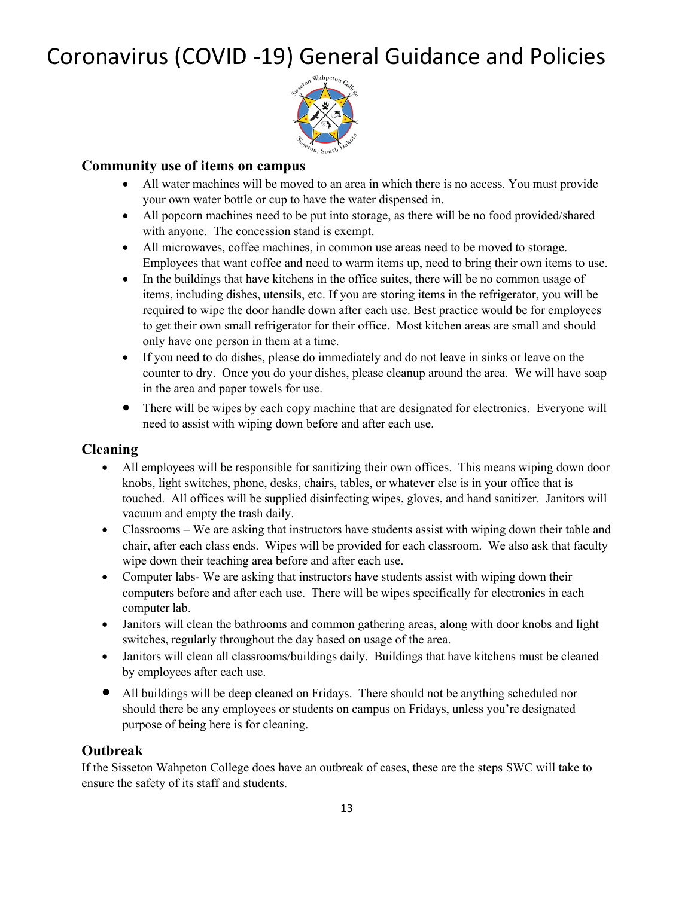# Coronavirus (COVID -19) General Guidance and Policies

### Community use of items on campus

- All water machines will be moved to an area in which there is no access. You must provide your own water bottle or cup to have the water dispensed in.
- All popcorn machines need to be put into storage, as there will be no food provided/shared with anyone. The concession stand is exempt.
- All microwaves, coffee machines, in common use areas need to be moved to storage. Employees that want coffee and need to warm items up, need to bring their own items to use.
- In the buildings that have kitchens in the office suites, there will be no common usage of items, including dishes, utensils, etc. If you are storing items in the refrigerator, you will be required to wipe the door handle down after each use. Best practice would be for employees to get their own small refrigerator for their office. Most kitchen areas are small and should only have one person in them at a time.
- If you need to do dishes, please do immediately and do not leave in sinks or leave on the counter to dry. Once you do your dishes, please cleanup around the area. We will have soap in the area and paper towels for use.
- There will be wipes by each copy machine that are designated for electronics. Everyone will need to assist with wiping down before and after each use.

### Cleaning

- All employees will be responsible for sanitizing their own offices. This means wiping down door knobs, light switches, phone, desks, chairs, tables, or whatever else is in your office that is touched. All offices will be supplied disinfecting wipes, gloves, and hand sanitizer. Janitors will vacuum and empty the trash daily.
- Classrooms – We are asking that instructors have students assist with wiping down their table and chair, after each class ends. Wipes will be provided for each classroom. We also ask that faculty wipe down their teaching area before and after each use.
- Computer labs- We are asking that instructors have students assist with wiping down their computers before and after each use. There will be wipes specifically for electronics in each computer lab.
- Janitors will clean the bathrooms and common gathering areas, along with door knobs and light switches, regularly throughout the day based on usage of the area.
- Janitors will clean all classrooms/buildings daily. Buildings that have kitchens must be cleaned by employees after each use.
- All buildings will be deep cleaned on Fridays. There should not be anything scheduled nor should there be any employees or students on campus on Fridays, unless you're designated purpose of being here is for cleaning.

### Outbreak

If the Sisseton Wahpeton College does have an outbreak of cases, these are the steps SWC will take to ensure the safety of its staff and students.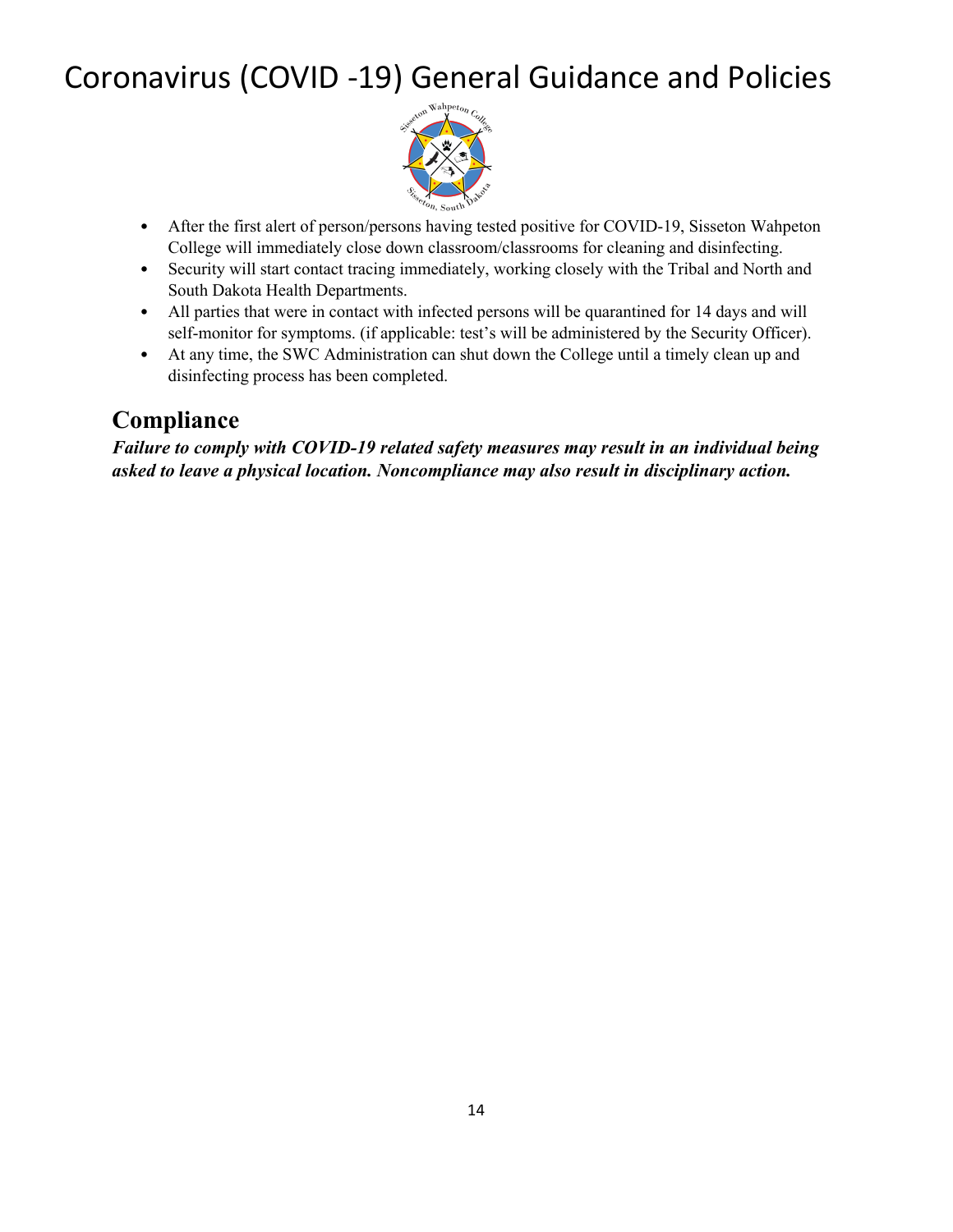# Coronavirus (COVID -19) General Guidance and Policies

- After the first alert of person/persons having tested positive for COVID-19, Sisseton Wahpeton College will immediately close down classroom/classrooms for cleaning and disinfecting.
- Security will start contact tracing immediately, working closely with the Tribal and North and South Dakota Health Departments.
- All parties that were in contact with infected persons will be quarantined for 14 days and will self-monitor for symptoms. (if applicable: test's will be administered by the Security Officer).
- At any time, the SWC Administration can shut down the College until a timely clean up and disinfecting process has been completed.

## Compliance

***Failure to comply with COVID-19 related safety measures may result in an individual being asked to leave a physical location. Noncompliance may also result in disciplinary action.***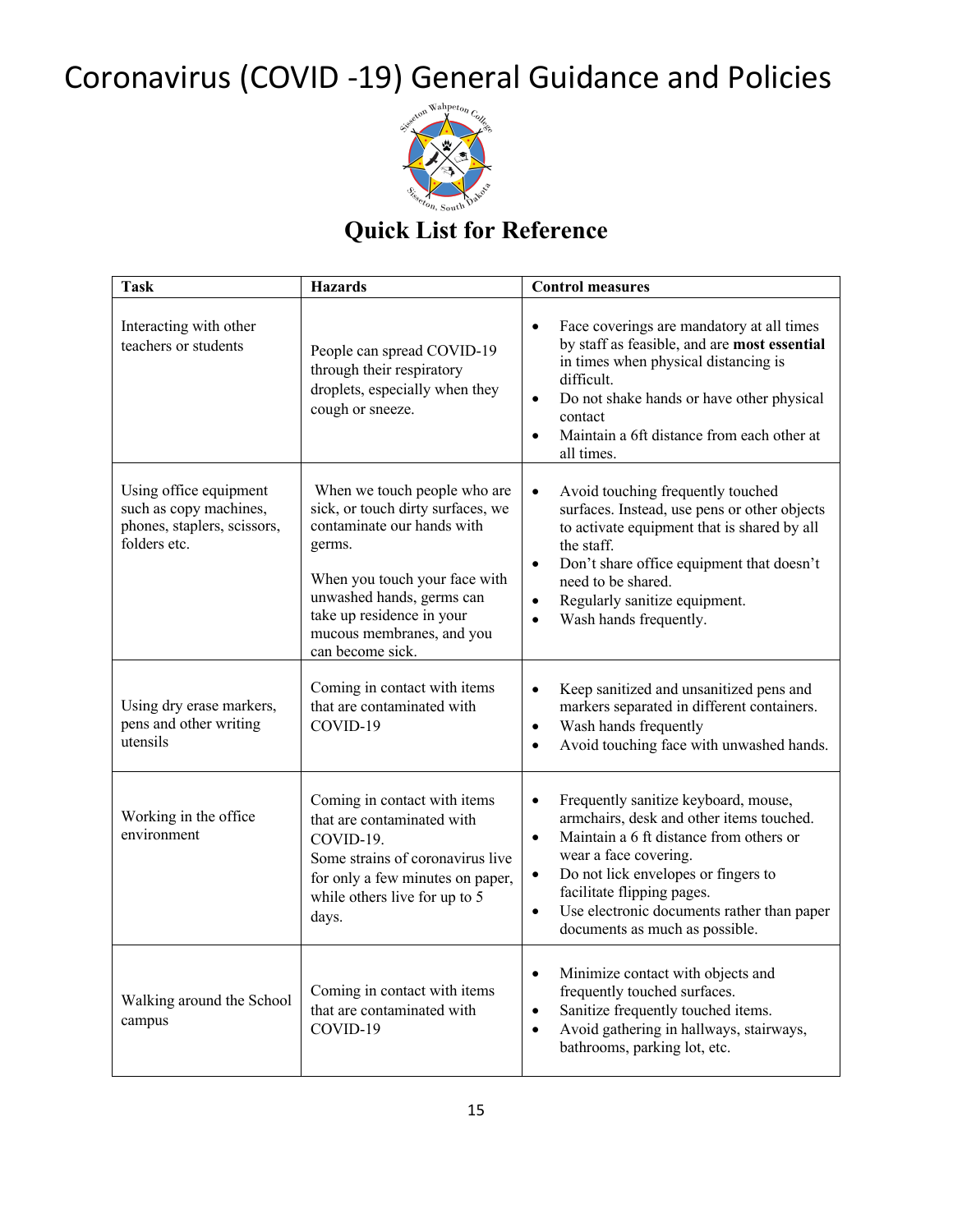// Coronavirus (COVID -19) General Guidance and Policies

## Quick List for Reference

| Task | Hazards | Control measures |
|---|---|---|
| Interacting with other teachers or students | People can spread COVID-19 through their respiratory droplets, especially when they cough or sneeze. | • Face coverings are mandatory at all times by staff as feasible, and are **most essential** in times when physical distancing is difficult.<br>• Do not shake hands or have other physical contact<br>• Maintain a 6ft distance from each other at all times. |
| Using office equipment such as copy machines, phones, staplers, scissors, folders etc. | When we touch people who are sick, or touch dirty surfaces, we contaminate our hands with germs.<br><br>When you touch your face with unwashed hands, germs can take up residence in your mucous membranes, and you can become sick. | • Avoid touching frequently touched surfaces. Instead, use pens or other objects to activate equipment that is shared by all the staff.<br>• Don't share office equipment that doesn't need to be shared.<br>• Regularly sanitize equipment.<br>• Wash hands frequently. |
| Using dry erase markers, pens and other writing utensils | Coming in contact with items that are contaminated with COVID-19 | • Keep sanitized and unsanitized pens and markers separated in different containers.<br>• Wash hands frequently<br>• Avoid touching face with unwashed hands. |
| Working in the office environment | Coming in contact with items that are contaminated with COVID-19.<br>Some strains of coronavirus live for only a few minutes on paper, while others live for up to 5 days. | • Frequently sanitize keyboard, mouse, armchairs, desk and other items touched.<br>• Maintain a 6 ft distance from others or wear a face covering.<br>• Do not lick envelopes or fingers to facilitate flipping pages.<br>• Use electronic documents rather than paper documents as much as possible. |
| Walking around the School campus | Coming in contact with items that are contaminated with COVID-19 | • Minimize contact with objects and frequently touched surfaces.<br>• Sanitize frequently touched items.<br>• Avoid gathering in hallways, stairways, bathrooms, parking lot, etc. |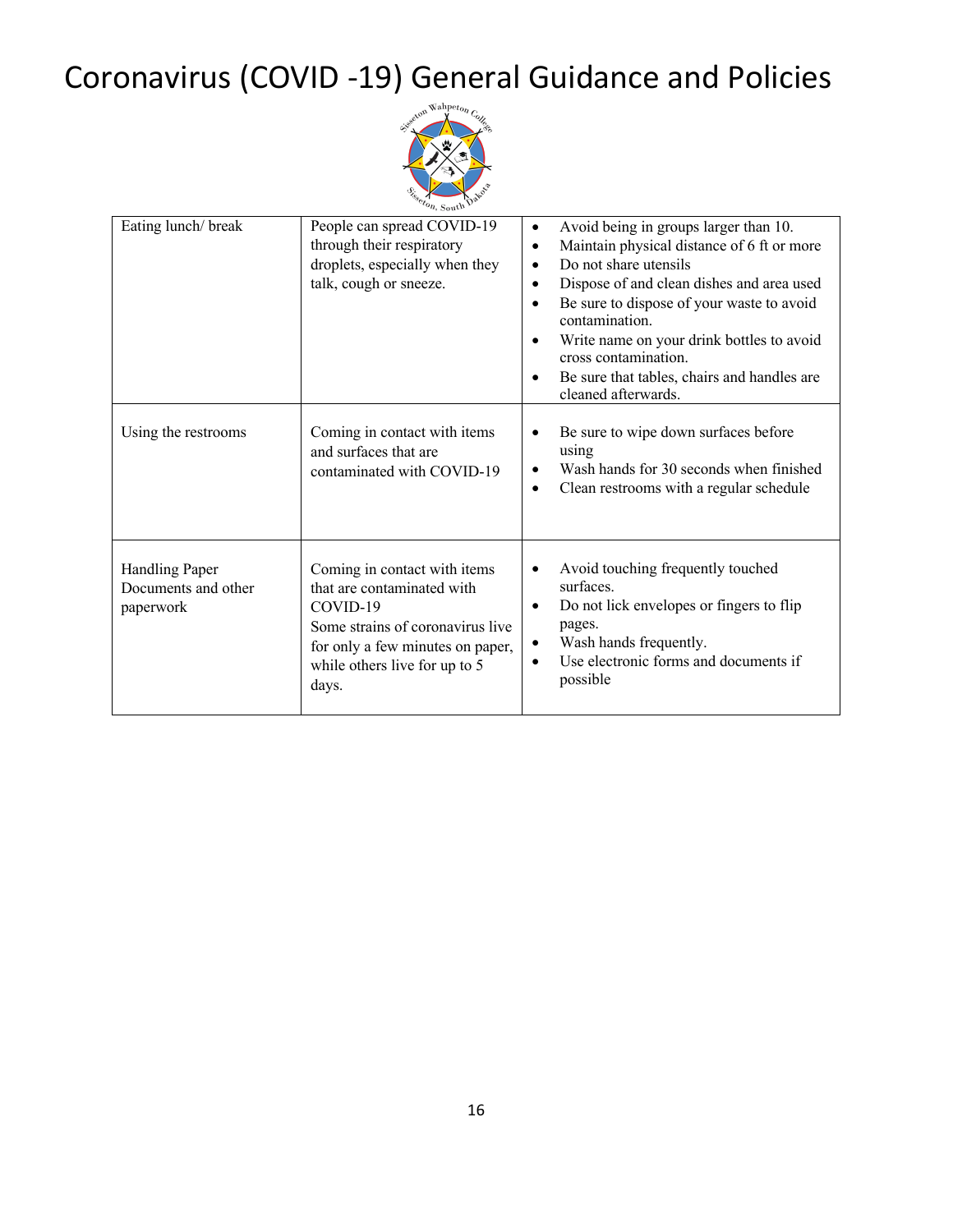# Coronavirus (COVID -19) General Guidance and Policies

| | | |
|---|---|---|
| Eating lunch/ break | People can spread COVID-19 through their respiratory droplets, especially when they talk, cough or sneeze. | • Avoid being in groups larger than 10.<br>• Maintain physical distance of 6 ft or more<br>• Do not share utensils<br>• Dispose of and clean dishes and area used<br>• Be sure to dispose of your waste to avoid contamination.<br>• Write name on your drink bottles to avoid cross contamination.<br>• Be sure that tables, chairs and handles are cleaned afterwards. |
| Using the restrooms | Coming in contact with items and surfaces that are contaminated with COVID-19 | • Be sure to wipe down surfaces before using<br>• Wash hands for 30 seconds when finished<br>• Clean restrooms with a regular schedule |
| Handling Paper Documents and other paperwork | Coming in contact with items that are contaminated with COVID-19<br>Some strains of coronavirus live for only a few minutes on paper, while others live for up to 5 days. | • Avoid touching frequently touched surfaces.<br>• Do not lick envelopes or fingers to flip pages.<br>• Wash hands frequently.<br>• Use electronic forms and documents if possible |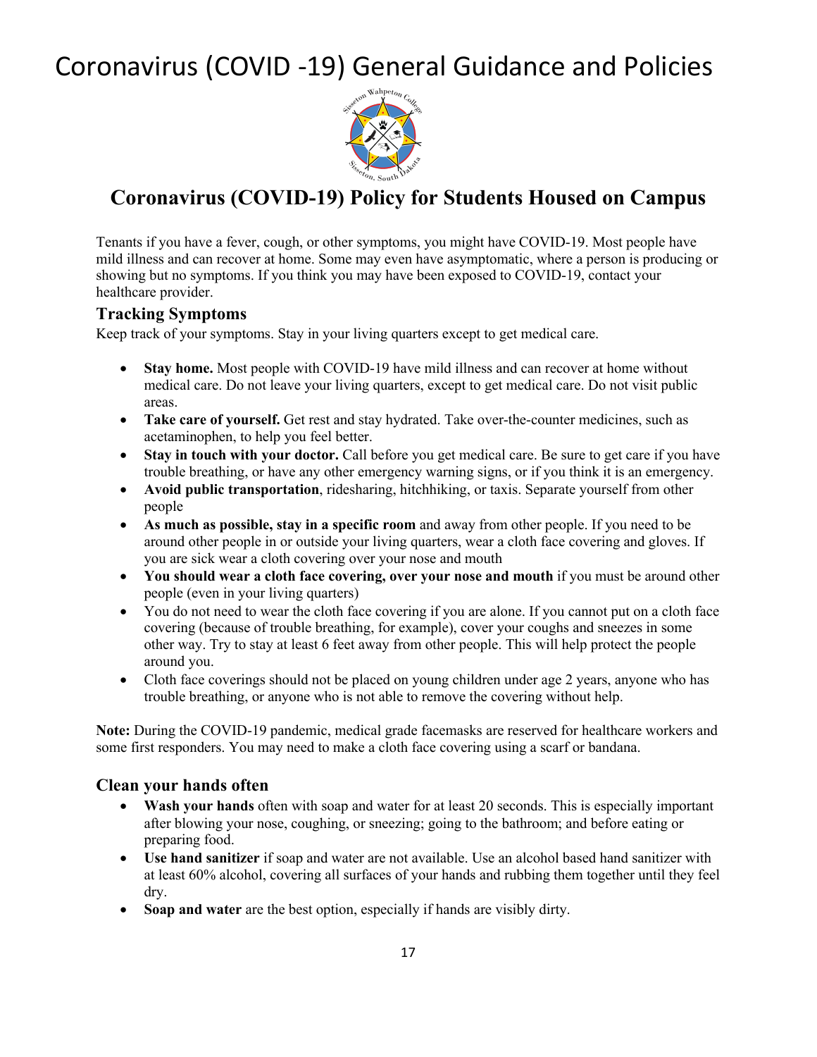# Coronavirus (COVID -19) General Guidance and Policies

## Coronavirus (COVID-19) Policy for Students Housed on Campus

Tenants if you have a fever, cough, or other symptoms, you might have COVID-19. Most people have mild illness and can recover at home. Some may even have asymptomatic, where a person is producing or showing but no symptoms. If you think you may have been exposed to COVID-19, contact your healthcare provider.

### Tracking Symptoms

Keep track of your symptoms. Stay in your living quarters except to get medical care.

- **Stay home.** Most people with COVID-19 have mild illness and can recover at home without medical care. Do not leave your living quarters, except to get medical care. Do not visit public areas.
- **Take care of yourself.** Get rest and stay hydrated. Take over-the-counter medicines, such as acetaminophen, to help you feel better.
- **Stay in touch with your doctor.** Call before you get medical care. Be sure to get care if you have trouble breathing, or have any other emergency warning signs, or if you think it is an emergency.
- **Avoid public transportation**, ridesharing, hitchhiking, or taxis. Separate yourself from other people
- **As much as possible, stay in a specific room** and away from other people. If you need to be around other people in or outside your living quarters, wear a cloth face covering and gloves. If you are sick wear a cloth covering over your nose and mouth
- **You should wear a cloth face covering, over your nose and mouth** if you must be around other people (even in your living quarters)
- You do not need to wear the cloth face covering if you are alone. If you cannot put on a cloth face covering (because of trouble breathing, for example), cover your coughs and sneezes in some other way. Try to stay at least 6 feet away from other people. This will help protect the people around you.
- Cloth face coverings should not be placed on young children under age 2 years, anyone who has trouble breathing, or anyone who is not able to remove the covering without help.

**Note:** During the COVID-19 pandemic, medical grade facemasks are reserved for healthcare workers and some first responders. You may need to make a cloth face covering using a scarf or bandana.

### Clean your hands often

- **Wash your hands** often with soap and water for at least 20 seconds. This is especially important after blowing your nose, coughing, or sneezing; going to the bathroom; and before eating or preparing food.
- **Use hand sanitizer** if soap and water are not available. Use an alcohol based hand sanitizer with at least 60% alcohol, covering all surfaces of your hands and rubbing them together until they feel dry.
- **Soap and water** are the best option, especially if hands are visibly dirty.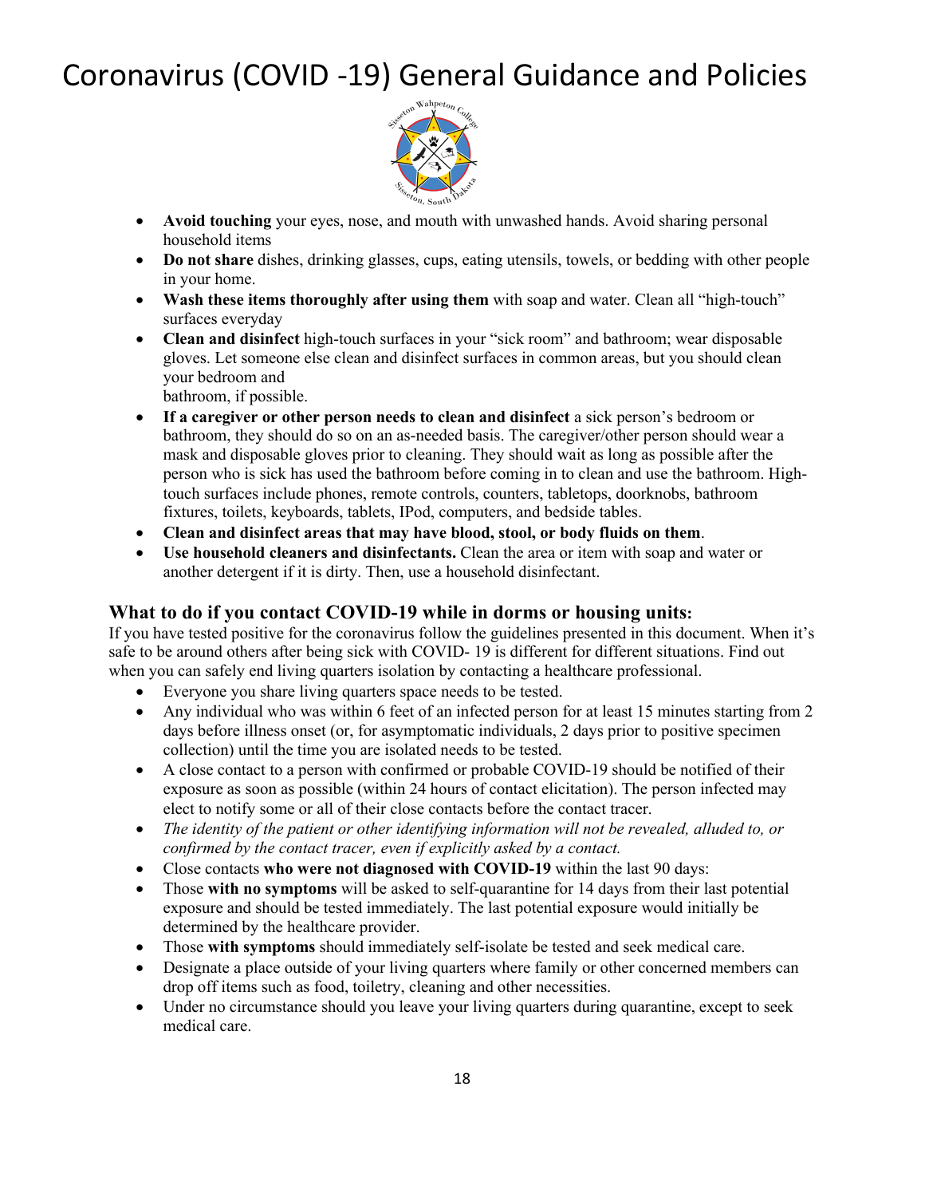# Coronavirus (COVID -19) General Guidance and Policies

- **Avoid touching** your eyes, nose, and mouth with unwashed hands. Avoid sharing personal household items
- **Do not share** dishes, drinking glasses, cups, eating utensils, towels, or bedding with other people in your home.
- **Wash these items thoroughly after using them** with soap and water. Clean all "high-touch" surfaces everyday
- **Clean and disinfect** high-touch surfaces in your "sick room" and bathroom; wear disposable gloves. Let someone else clean and disinfect surfaces in common areas, but you should clean your bedroom and bathroom, if possible.
- **If a caregiver or other person needs to clean and disinfect** a sick person's bedroom or bathroom, they should do so on an as-needed basis. The caregiver/other person should wear a mask and disposable gloves prior to cleaning. They should wait as long as possible after the person who is sick has used the bathroom before coming in to clean and use the bathroom. High-touch surfaces include phones, remote controls, counters, tabletops, doorknobs, bathroom fixtures, toilets, keyboards, tablets, IPod, computers, and bedside tables.
- **Clean and disinfect areas that may have blood, stool, or body fluids on them**.
- **Use household cleaners and disinfectants.** Clean the area or item with soap and water or another detergent if it is dirty. Then, use a household disinfectant.

### What to do if you contact COVID-19 while in dorms or housing units:

If you have tested positive for the coronavirus follow the guidelines presented in this document. When it's safe to be around others after being sick with COVID- 19 is different for different situations. Find out when you can safely end living quarters isolation by contacting a healthcare professional.

- Everyone you share living quarters space needs to be tested.
- Any individual who was within 6 feet of an infected person for at least 15 minutes starting from 2 days before illness onset (or, for asymptomatic individuals, 2 days prior to positive specimen collection) until the time you are isolated needs to be tested.
- A close contact to a person with confirmed or probable COVID-19 should be notified of their exposure as soon as possible (within 24 hours of contact elicitation). The person infected may elect to notify some or all of their close contacts before the contact tracer.
- *The identity of the patient or other identifying information will not be revealed, alluded to, or confirmed by the contact tracer, even if explicitly asked by a contact.*
- Close contacts **who were not diagnosed with COVID-19** within the last 90 days:
- Those **with no symptoms** will be asked to self-quarantine for 14 days from their last potential exposure and should be tested immediately. The last potential exposure would initially be determined by the healthcare provider.
- Those **with symptoms** should immediately self-isolate be tested and seek medical care.
- Designate a place outside of your living quarters where family or other concerned members can drop off items such as food, toiletry, cleaning and other necessities.
- Under no circumstance should you leave your living quarters during quarantine, except to seek medical care.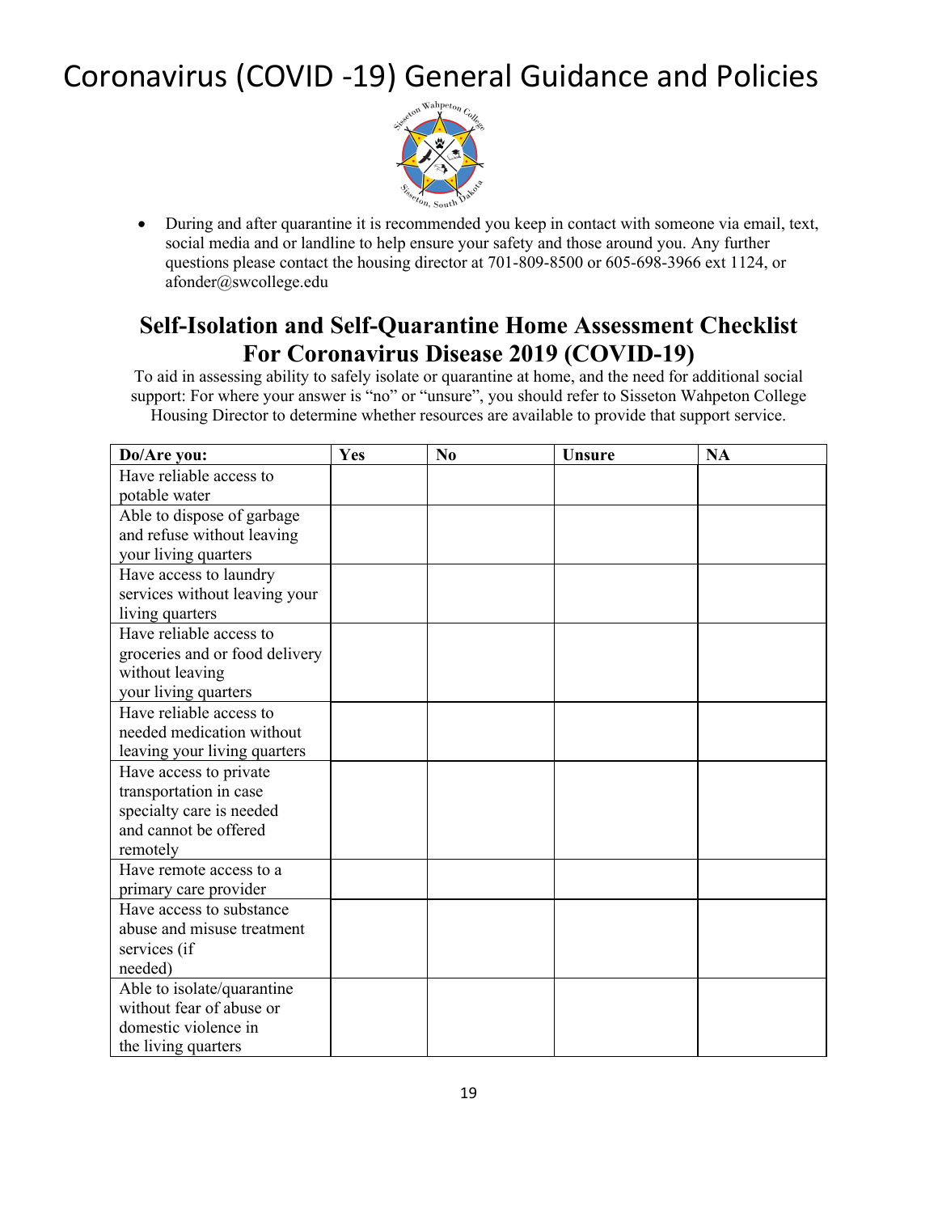# Coronavirus (COVID -19) General Guidance and Policies

- During and after quarantine it is recommended you keep in contact with someone via email, text, social media and or landline to help ensure your safety and those around you. Any further questions please contact the housing director at 701-809-8500 or 605-698-3966 ext 1124, or afonder@swcollege.edu

## Self-Isolation and Self-Quarantine Home Assessment Checklist For Coronavirus Disease 2019 (COVID-19)

To aid in assessing ability to safely isolate or quarantine at home, and the need for additional social support: For where your answer is "no" or "unsure", you should refer to Sisseton Wahpeton College Housing Director to determine whether resources are available to provide that support service.

| Do/Are you: | Yes | No | Unsure | NA |
|---|---|---|---|---|
| Have reliable access to potable water | | | | |
| Able to dispose of garbage and refuse without leaving your living quarters | | | | |
| Have access to laundry services without leaving your living quarters | | | | |
| Have reliable access to groceries and or food delivery without leaving your living quarters | | | | |
| Have reliable access to needed medication without leaving your living quarters | | | | |
| Have access to private transportation in case specialty care is needed and cannot be offered remotely | | | | |
| Have remote access to a primary care provider | | | | |
| Have access to substance abuse and misuse treatment services (if needed) | | | | |
| Able to isolate/quarantine without fear of abuse or domestic violence in the living quarters | | | | |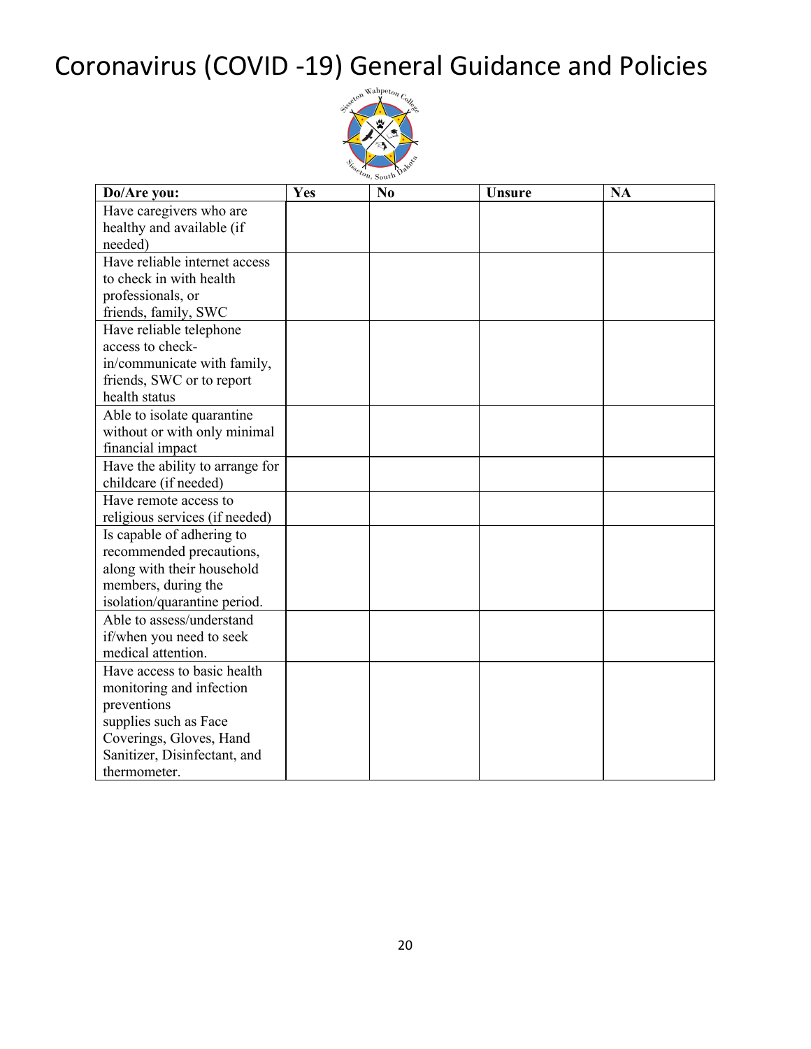# Coronavirus (COVID -19) General Guidance and Policies

| Do/Are you: | Yes | No | Unsure | NA |
|---|---|---|---|---|
| Have caregivers who are healthy and available (if needed) | | | | |
| Have reliable internet access to check in with health professionals, or friends, family, SWC | | | | |
| Have reliable telephone access to check-in/communicate with family, friends, SWC or to report health status | | | | |
| Able to isolate quarantine without or with only minimal financial impact | | | | |
| Have the ability to arrange for childcare (if needed) | | | | |
| Have remote access to religious services (if needed) | | | | |
| Is capable of adhering to recommended precautions, along with their household members, during the isolation/quarantine period. | | | | |
| Able to assess/understand if/when you need to seek medical attention. | | | | |
| Have access to basic health monitoring and infection preventions supplies such as Face Coverings, Gloves, Hand Sanitizer, Disinfectant, and thermometer. | | | | |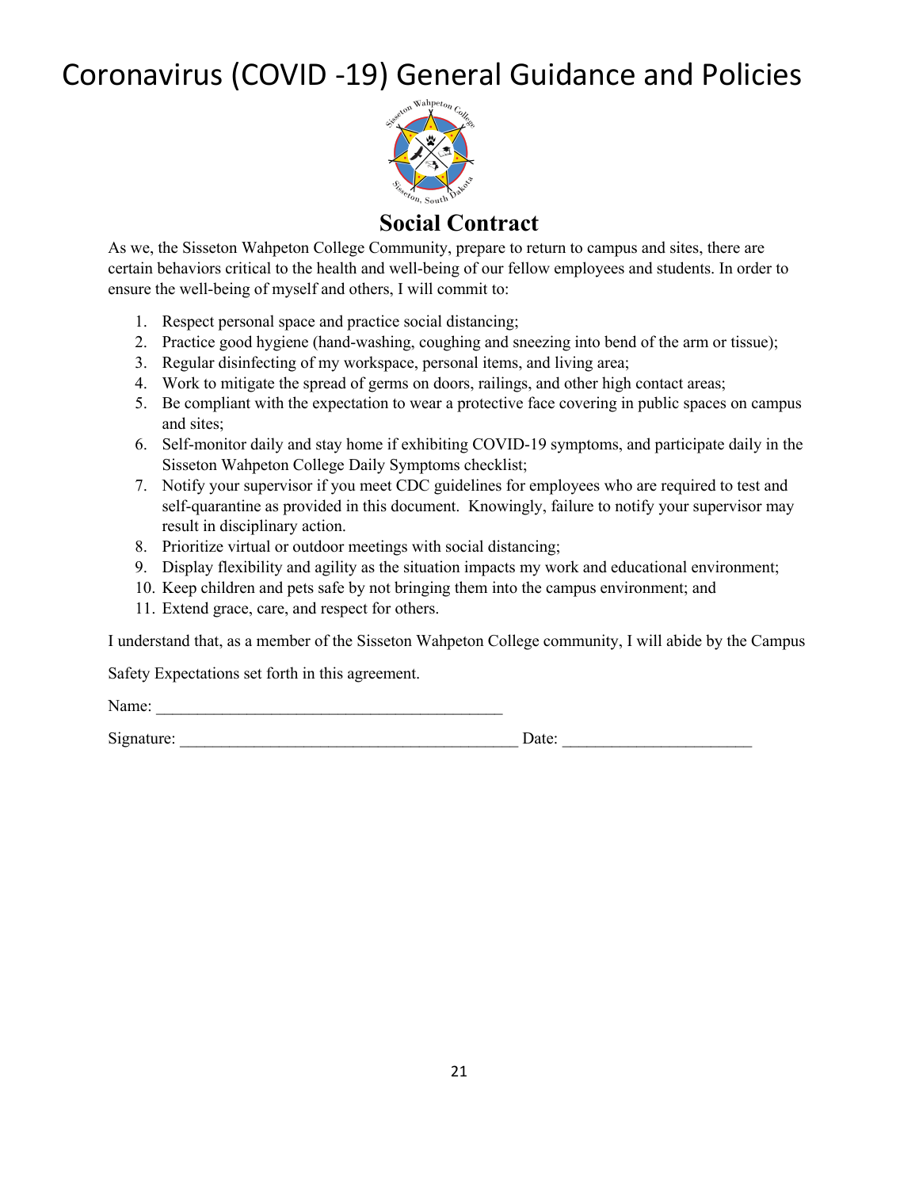# Coronavirus (COVID -19) General Guidance and Policies

## Social Contract

As we, the Sisseton Wahpeton College Community, prepare to return to campus and sites, there are certain behaviors critical to the health and well-being of our fellow employees and students. In order to ensure the well-being of myself and others, I will commit to:

1. Respect personal space and practice social distancing;
2. Practice good hygiene (hand-washing, coughing and sneezing into bend of the arm or tissue);
3. Regular disinfecting of my workspace, personal items, and living area;
4. Work to mitigate the spread of germs on doors, railings, and other high contact areas;
5. Be compliant with the expectation to wear a protective face covering in public spaces on campus and sites;
6. Self-monitor daily and stay home if exhibiting COVID-19 symptoms, and participate daily in the Sisseton Wahpeton College Daily Symptoms checklist;
7. Notify your supervisor if you meet CDC guidelines for employees who are required to test and self-quarantine as provided in this document. Knowingly, failure to notify your supervisor may result in disciplinary action.
8. Prioritize virtual or outdoor meetings with social distancing;
9. Display flexibility and agility as the situation impacts my work and educational environment;
10. Keep children and pets safe by not bringing them into the campus environment; and
11. Extend grace, care, and respect for others.

I understand that, as a member of the Sisseton Wahpeton College community, I will abide by the Campus Safety Expectations set forth in this agreement.

Name: ___________________________________________

Signature: _________________________________________ Date: _______________________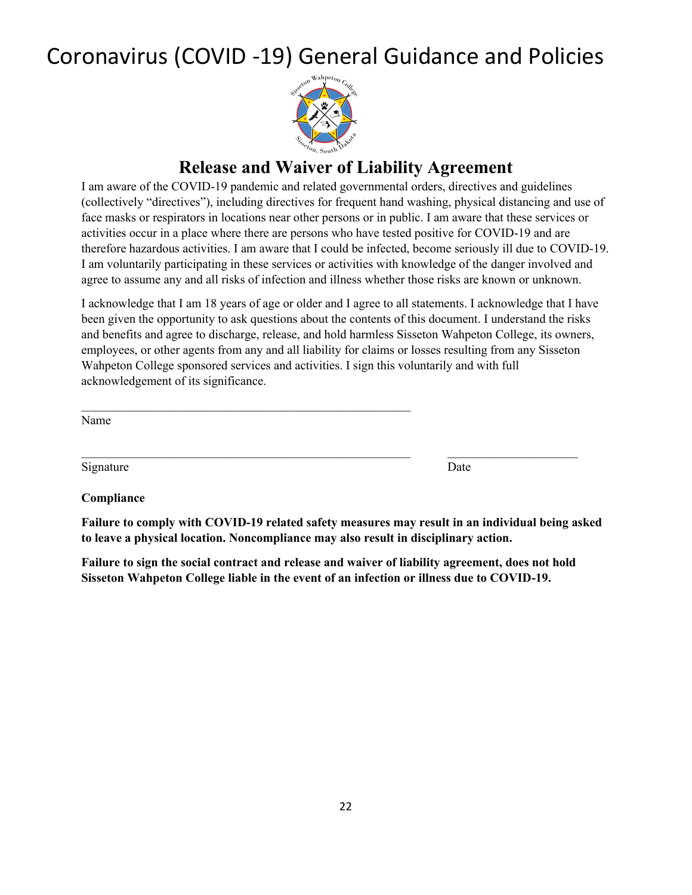# Coronavirus (COVID -19) General Guidance and Policies

## Release and Waiver of Liability Agreement

I am aware of the COVID-19 pandemic and related governmental orders, directives and guidelines (collectively "directives"), including directives for frequent hand washing, physical distancing and use of face masks or respirators in locations near other persons or in public. I am aware that these services or activities occur in a place where there are persons who have tested positive for COVID-19 and are therefore hazardous activities. I am aware that I could be infected, become seriously ill due to COVID-19. I am voluntarily participating in these services or activities with knowledge of the danger involved and agree to assume any and all risks of infection and illness whether those risks are known or unknown.

I acknowledge that I am 18 years of age or older and I agree to all statements. I acknowledge that I have been given the opportunity to ask questions about the contents of this document. I understand the risks and benefits and agree to discharge, release, and hold harmless Sisseton Wahpeton College, its owners, employees, or other agents from any and all liability for claims or losses resulting from any Sisseton Wahpeton College sponsored services and activities. I sign this voluntarily and with full acknowledgement of its significance.

_______________________________________________________

Name

_______________________________________________________ _____________________

Signature Date

**Compliance**

**Failure to comply with COVID-19 related safety measures may result in an individual being asked to leave a physical location. Noncompliance may also result in disciplinary action.**

**Failure to sign the social contract and release and waiver of liability agreement, does not hold Sisseton Wahpeton College liable in the event of an infection or illness due to COVID-19.**